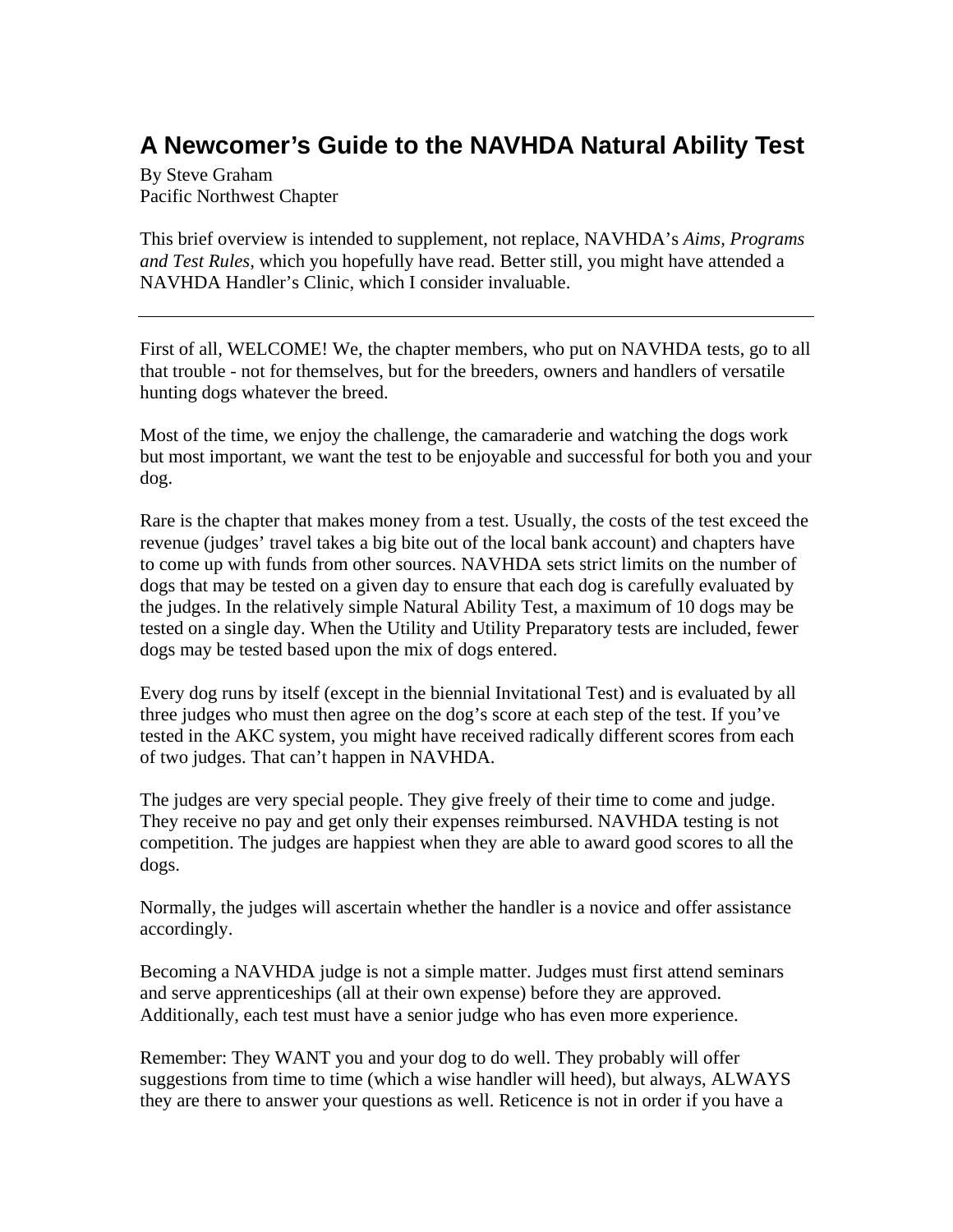# A Newcomer's Guide to the NAVHDA Natural Ability Test

By Steve Graham
Pacific Northwest Chapter

This brief overview is intended to supplement, not replace, NAVHDA's *Aims, Programs and Test Rules*, which you hopefully have read. Better still, you might have attended a NAVHDA Handler's Clinic, which I consider invaluable.

---

First of all, WELCOME! We, the chapter members, who put on NAVHDA tests, go to all that trouble - not for themselves, but for the breeders, owners and handlers of versatile hunting dogs whatever the breed.

Most of the time, we enjoy the challenge, the camaraderie and watching the dogs work but most important, we want the test to be enjoyable and successful for both you and your dog.

Rare is the chapter that makes money from a test. Usually, the costs of the test exceed the revenue (judges' travel takes a big bite out of the local bank account) and chapters have to come up with funds from other sources. NAVHDA sets strict limits on the number of dogs that may be tested on a given day to ensure that each dog is carefully evaluated by the judges. In the relatively simple Natural Ability Test, a maximum of 10 dogs may be tested on a single day. When the Utility and Utility Preparatory tests are included, fewer dogs may be tested based upon the mix of dogs entered.

Every dog runs by itself (except in the biennial Invitational Test) and is evaluated by all three judges who must then agree on the dog's score at each step of the test. If you've tested in the AKC system, you might have received radically different scores from each of two judges. That can't happen in NAVHDA.

The judges are very special people. They give freely of their time to come and judge. They receive no pay and get only their expenses reimbursed. NAVHDA testing is not competition. The judges are happiest when they are able to award good scores to all the dogs.

Normally, the judges will ascertain whether the handler is a novice and offer assistance accordingly.

Becoming a NAVHDA judge is not a simple matter. Judges must first attend seminars and serve apprenticeships (all at their own expense) before they are approved. Additionally, each test must have a senior judge who has even more experience.

Remember: They WANT you and your dog to do well. They probably will offer suggestions from time to time (which a wise handler will heed), but always, ALWAYS they are there to answer your questions as well. Reticence is not in order if you have a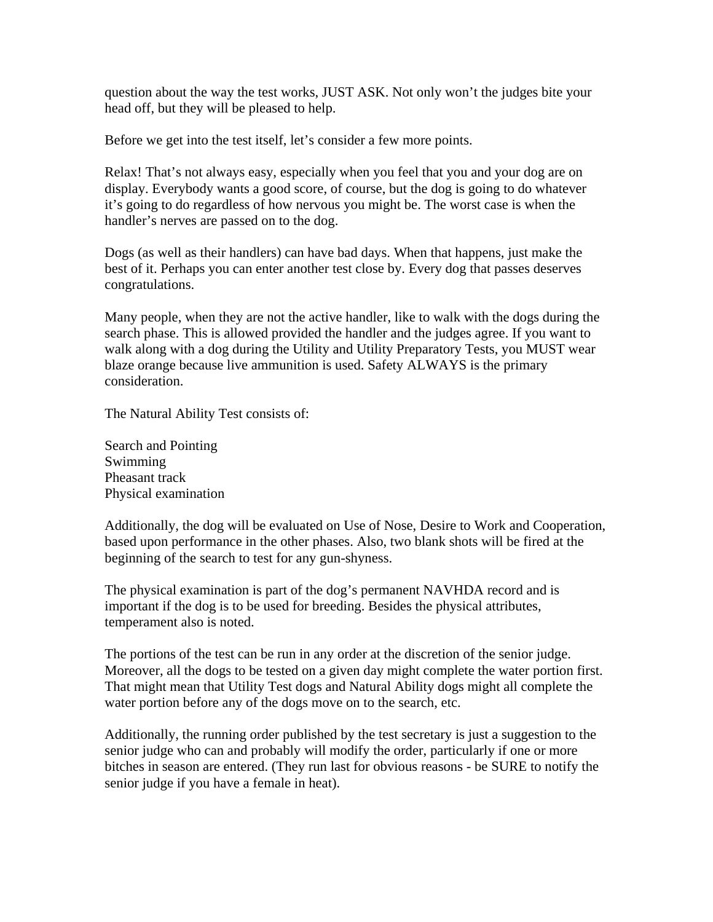question about the way the test works, JUST ASK. Not only won't the judges bite your head off, but they will be pleased to help.

Before we get into the test itself, let's consider a few more points.

Relax! That's not always easy, especially when you feel that you and your dog are on display. Everybody wants a good score, of course, but the dog is going to do whatever it's going to do regardless of how nervous you might be. The worst case is when the handler's nerves are passed on to the dog.

Dogs (as well as their handlers) can have bad days. When that happens, just make the best of it. Perhaps you can enter another test close by. Every dog that passes deserves congratulations.

Many people, when they are not the active handler, like to walk with the dogs during the search phase. This is allowed provided the handler and the judges agree. If you want to walk along with a dog during the Utility and Utility Preparatory Tests, you MUST wear blaze orange because live ammunition is used. Safety ALWAYS is the primary consideration.

The Natural Ability Test consists of:

Search and Pointing
Swimming
Pheasant track
Physical examination

Additionally, the dog will be evaluated on Use of Nose, Desire to Work and Cooperation, based upon performance in the other phases. Also, two blank shots will be fired at the beginning of the search to test for any gun-shyness.

The physical examination is part of the dog's permanent NAVHDA record and is important if the dog is to be used for breeding. Besides the physical attributes, temperament also is noted.

The portions of the test can be run in any order at the discretion of the senior judge. Moreover, all the dogs to be tested on a given day might complete the water portion first. That might mean that Utility Test dogs and Natural Ability dogs might all complete the water portion before any of the dogs move on to the search, etc.

Additionally, the running order published by the test secretary is just a suggestion to the senior judge who can and probably will modify the order, particularly if one or more bitches in season are entered. (They run last for obvious reasons - be SURE to notify the senior judge if you have a female in heat).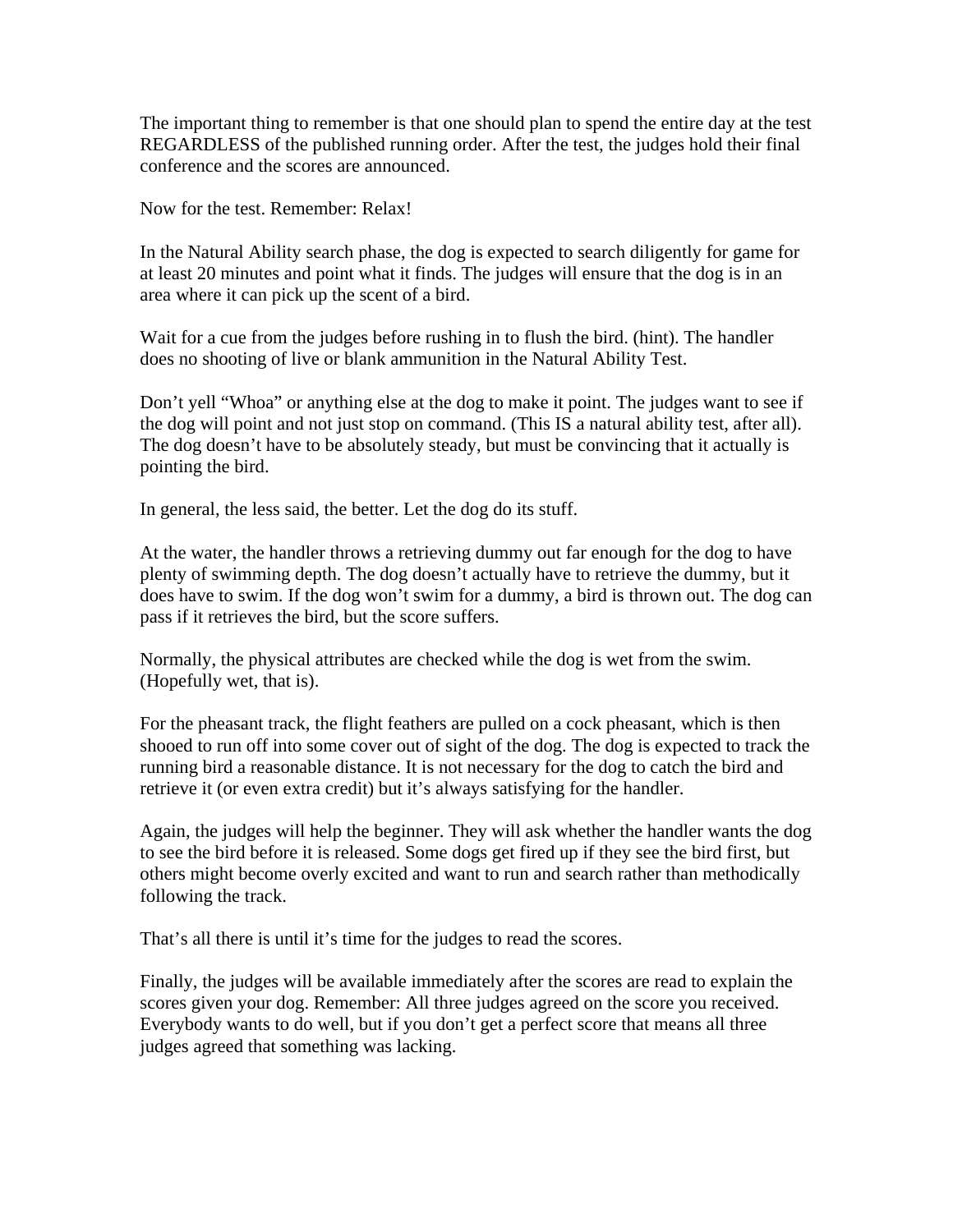The important thing to remember is that one should plan to spend the entire day at the test REGARDLESS of the published running order. After the test, the judges hold their final conference and the scores are announced.

Now for the test. Remember: Relax!

In the Natural Ability search phase, the dog is expected to search diligently for game for at least 20 minutes and point what it finds. The judges will ensure that the dog is in an area where it can pick up the scent of a bird.

Wait for a cue from the judges before rushing in to flush the bird. (hint). The handler does no shooting of live or blank ammunition in the Natural Ability Test.

Don't yell "Whoa" or anything else at the dog to make it point. The judges want to see if the dog will point and not just stop on command. (This IS a natural ability test, after all). The dog doesn't have to be absolutely steady, but must be convincing that it actually is pointing the bird.

In general, the less said, the better. Let the dog do its stuff.

At the water, the handler throws a retrieving dummy out far enough for the dog to have plenty of swimming depth. The dog doesn't actually have to retrieve the dummy, but it does have to swim. If the dog won't swim for a dummy, a bird is thrown out. The dog can pass if it retrieves the bird, but the score suffers.

Normally, the physical attributes are checked while the dog is wet from the swim. (Hopefully wet, that is).

For the pheasant track, the flight feathers are pulled on a cock pheasant, which is then shooed to run off into some cover out of sight of the dog. The dog is expected to track the running bird a reasonable distance. It is not necessary for the dog to catch the bird and retrieve it (or even extra credit) but it's always satisfying for the handler.

Again, the judges will help the beginner. They will ask whether the handler wants the dog to see the bird before it is released. Some dogs get fired up if they see the bird first, but others might become overly excited and want to run and search rather than methodically following the track.

That's all there is until it's time for the judges to read the scores.

Finally, the judges will be available immediately after the scores are read to explain the scores given your dog. Remember: All three judges agreed on the score you received. Everybody wants to do well, but if you don't get a perfect score that means all three judges agreed that something was lacking.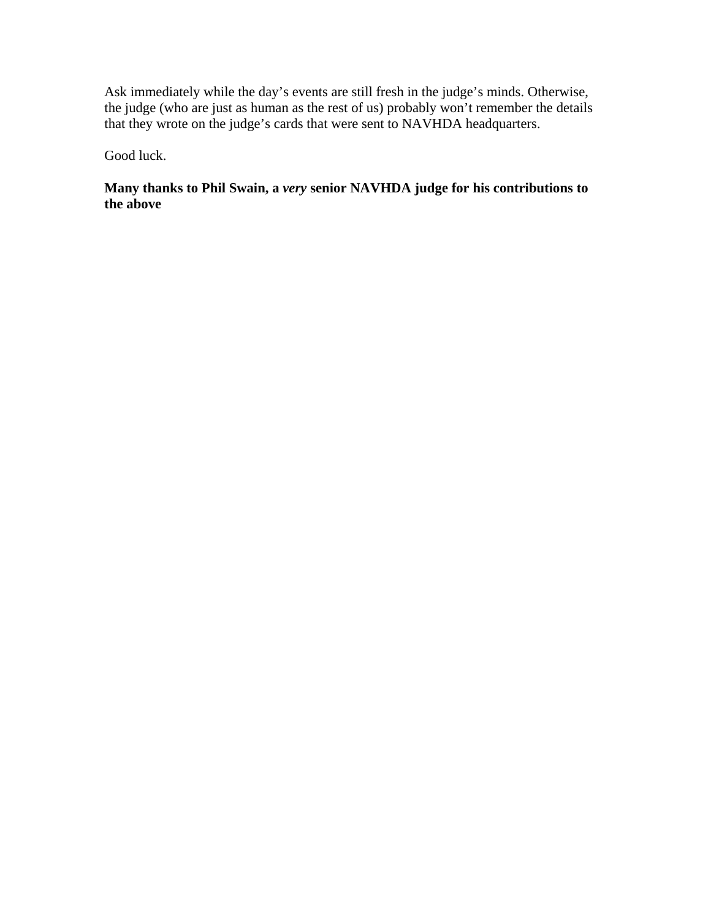Ask immediately while the day's events are still fresh in the judge's minds. Otherwise, the judge (who are just as human as the rest of us) probably won't remember the details that they wrote on the judge's cards that were sent to NAVHDA headquarters.

Good luck.

**Many thanks to Phil Swain, a *very* senior NAVHDA judge for his contributions to the above**